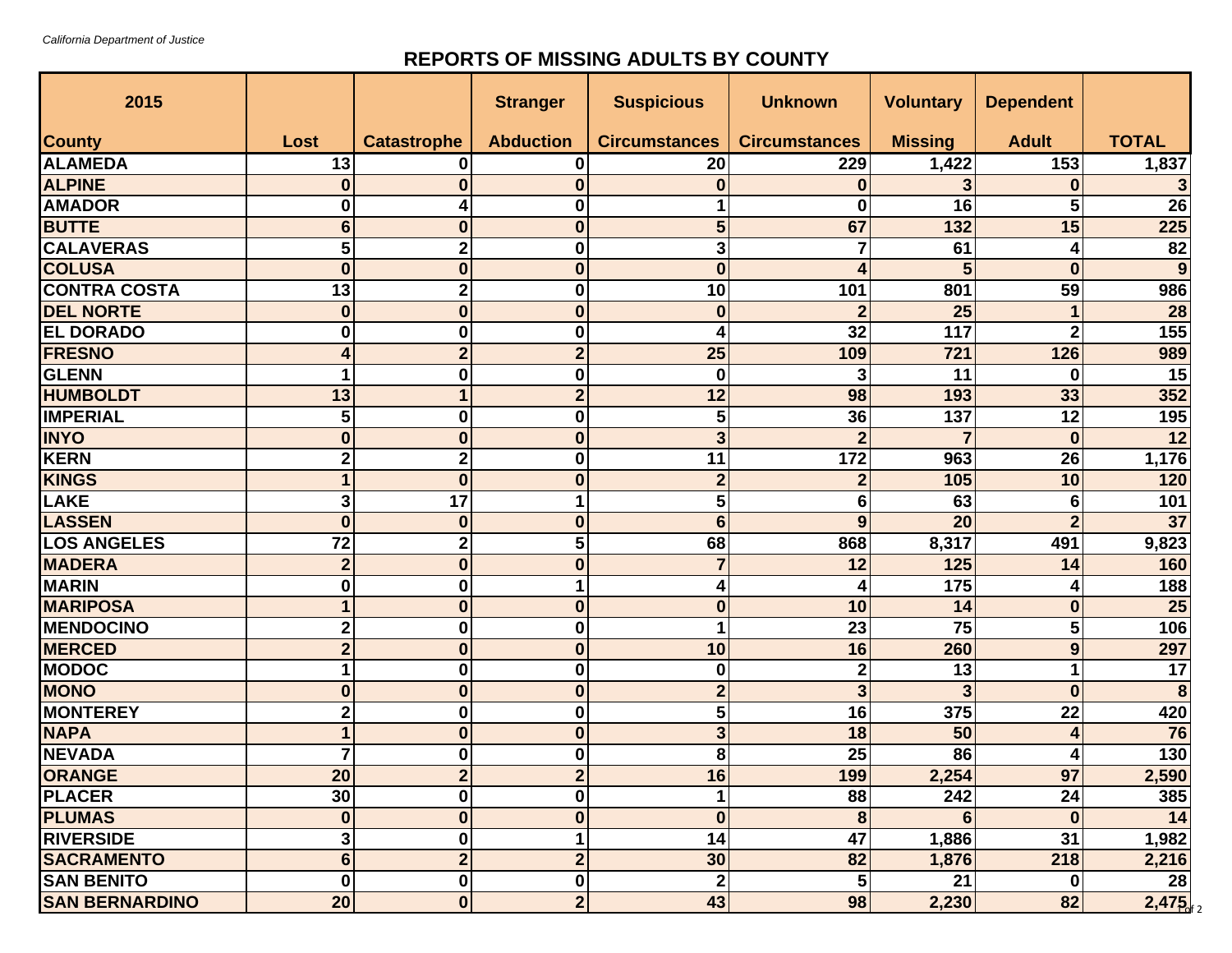*California Department of Justice*

## REPORTS OF MISSING ADULTS BY COUNTY

| 2015 County | Lost | Catastrophe | Stranger Abduction | Suspicious Circumstances | Unknown Circumstances | Voluntary Missing | Dependent Adult | TOTAL |
|---|---|---|---|---|---|---|---|---|
| ALAMEDA | 13 | 0 | 0 | 20 | 229 | 1,422 | 153 | 1,837 |
| ALPINE | 0 | 0 | 0 | 0 | 0 | 3 | 0 | 3 |
| AMADOR | 0 | 4 | 0 | 1 | 0 | 16 | 5 | 26 |
| BUTTE | 6 | 0 | 0 | 5 | 67 | 132 | 15 | 225 |
| CALAVERAS | 5 | 2 | 0 | 3 | 7 | 61 | 4 | 82 |
| COLUSA | 0 | 0 | 0 | 0 | 4 | 5 | 0 | 9 |
| CONTRA COSTA | 13 | 2 | 0 | 10 | 101 | 801 | 59 | 986 |
| DEL NORTE | 0 | 0 | 0 | 0 | 2 | 25 | 1 | 28 |
| EL DORADO | 0 | 0 | 0 | 4 | 32 | 117 | 2 | 155 |
| FRESNO | 4 | 2 | 2 | 25 | 109 | 721 | 126 | 989 |
| GLENN | 1 | 0 | 0 | 0 | 3 | 11 | 0 | 15 |
| HUMBOLDT | 13 | 1 | 2 | 12 | 98 | 193 | 33 | 352 |
| IMPERIAL | 5 | 0 | 0 | 5 | 36 | 137 | 12 | 195 |
| INYO | 0 | 0 | 0 | 3 | 2 | 7 | 0 | 12 |
| KERN | 2 | 2 | 0 | 11 | 172 | 963 | 26 | 1,176 |
| KINGS | 1 | 0 | 0 | 2 | 2 | 105 | 10 | 120 |
| LAKE | 3 | 17 | 1 | 5 | 6 | 63 | 6 | 101 |
| LASSEN | 0 | 0 | 0 | 6 | 9 | 20 | 2 | 37 |
| LOS ANGELES | 72 | 2 | 5 | 68 | 868 | 8,317 | 491 | 9,823 |
| MADERA | 2 | 0 | 0 | 7 | 12 | 125 | 14 | 160 |
| MARIN | 0 | 0 | 1 | 4 | 4 | 175 | 4 | 188 |
| MARIPOSA | 1 | 0 | 0 | 0 | 10 | 14 | 0 | 25 |
| MENDOCINO | 2 | 0 | 0 | 1 | 23 | 75 | 5 | 106 |
| MERCED | 2 | 0 | 0 | 10 | 16 | 260 | 9 | 297 |
| MODOC | 1 | 0 | 0 | 0 | 2 | 13 | 1 | 17 |
| MONO | 0 | 0 | 0 | 2 | 3 | 3 | 0 | 8 |
| MONTEREY | 2 | 0 | 0 | 5 | 16 | 375 | 22 | 420 |
| NAPA | 1 | 0 | 0 | 3 | 18 | 50 | 4 | 76 |
| NEVADA | 7 | 0 | 0 | 8 | 25 | 86 | 4 | 130 |
| ORANGE | 20 | 2 | 2 | 16 | 199 | 2,254 | 97 | 2,590 |
| PLACER | 30 | 0 | 0 | 1 | 88 | 242 | 24 | 385 |
| PLUMAS | 0 | 0 | 0 | 0 | 8 | 6 | 0 | 14 |
| RIVERSIDE | 3 | 0 | 1 | 14 | 47 | 1,886 | 31 | 1,982 |
| SACRAMENTO | 6 | 2 | 2 | 30 | 82 | 1,876 | 218 | 2,216 |
| SAN BENITO | 0 | 0 | 0 | 2 | 5 | 21 | 0 | 28 |
| SAN BERNARDINO | 20 | 0 | 2 | 43 | 98 | 2,230 | 82 | 2,475 |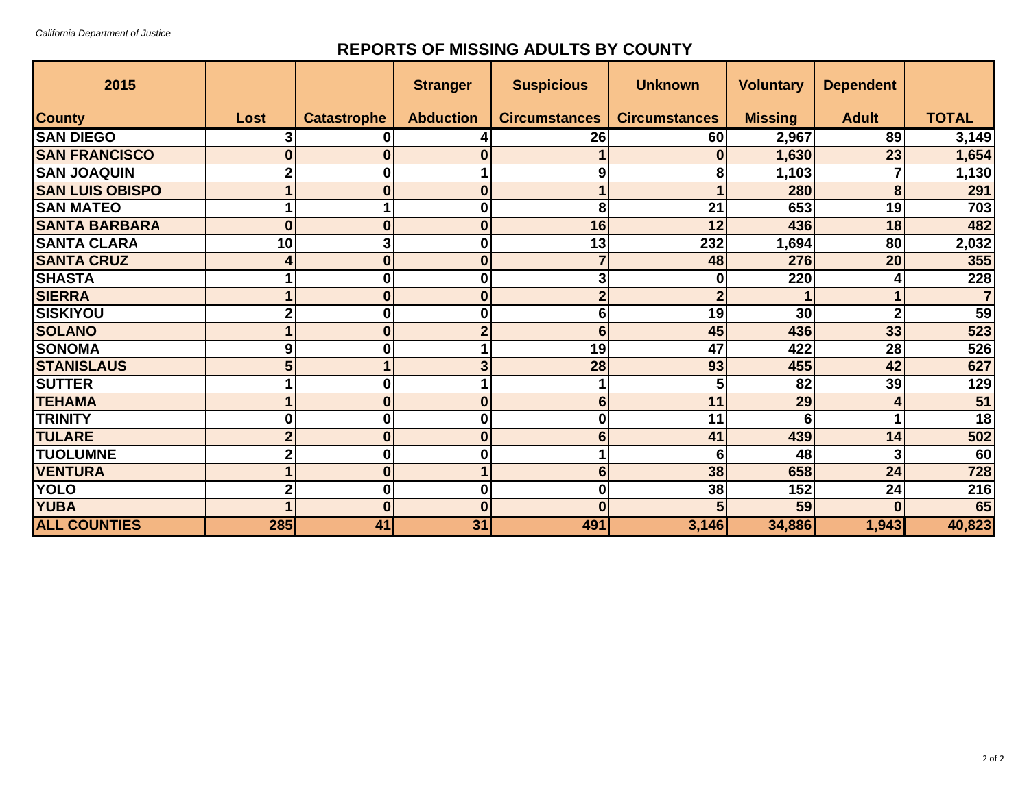*California Department of Justice*

## REPORTS OF MISSING ADULTS BY COUNTY

| 2015<br>County | Lost | Catastrophe | Stranger Abduction | Suspicious Circumstances | Unknown Circumstances | Voluntary Missing | Dependent Adult | TOTAL |
|---|---|---|---|---|---|---|---|---|
| SAN DIEGO | 3 | 0 | 4 | 26 | 60 | 2,967 | 89 | 3,149 |
| SAN FRANCISCO | 0 | 0 | 0 | 1 | 0 | 1,630 | 23 | 1,654 |
| SAN JOAQUIN | 2 | 0 | 1 | 9 | 8 | 1,103 | 7 | 1,130 |
| SAN LUIS OBISPO | 1 | 0 | 0 | 1 | 1 | 280 | 8 | 291 |
| SAN MATEO | 1 | 1 | 0 | 8 | 21 | 653 | 19 | 703 |
| SANTA BARBARA | 0 | 0 | 0 | 16 | 12 | 436 | 18 | 482 |
| SANTA CLARA | 10 | 3 | 0 | 13 | 232 | 1,694 | 80 | 2,032 |
| SANTA CRUZ | 4 | 0 | 0 | 7 | 48 | 276 | 20 | 355 |
| SHASTA | 1 | 0 | 0 | 3 | 0 | 220 | 4 | 228 |
| SIERRA | 1 | 0 | 0 | 2 | 2 | 1 | 1 | 7 |
| SISKIYOU | 2 | 0 | 0 | 6 | 19 | 30 | 2 | 59 |
| SOLANO | 1 | 0 | 2 | 6 | 45 | 436 | 33 | 523 |
| SONOMA | 9 | 0 | 1 | 19 | 47 | 422 | 28 | 526 |
| STANISLAUS | 5 | 1 | 3 | 28 | 93 | 455 | 42 | 627 |
| SUTTER | 1 | 0 | 1 | 1 | 5 | 82 | 39 | 129 |
| TEHAMA | 1 | 0 | 0 | 6 | 11 | 29 | 4 | 51 |
| TRINITY | 0 | 0 | 0 | 0 | 11 | 6 | 1 | 18 |
| TULARE | 2 | 0 | 0 | 6 | 41 | 439 | 14 | 502 |
| TUOLUMNE | 2 | 0 | 0 | 1 | 6 | 48 | 3 | 60 |
| VENTURA | 1 | 0 | 1 | 6 | 38 | 658 | 24 | 728 |
| YOLO | 2 | 0 | 0 | 0 | 38 | 152 | 24 | 216 |
| YUBA | 1 | 0 | 0 | 0 | 5 | 59 | 0 | 65 |
| ALL COUNTIES | 285 | 41 | 31 | 491 | 3,146 | 34,886 | 1,943 | 40,823 |